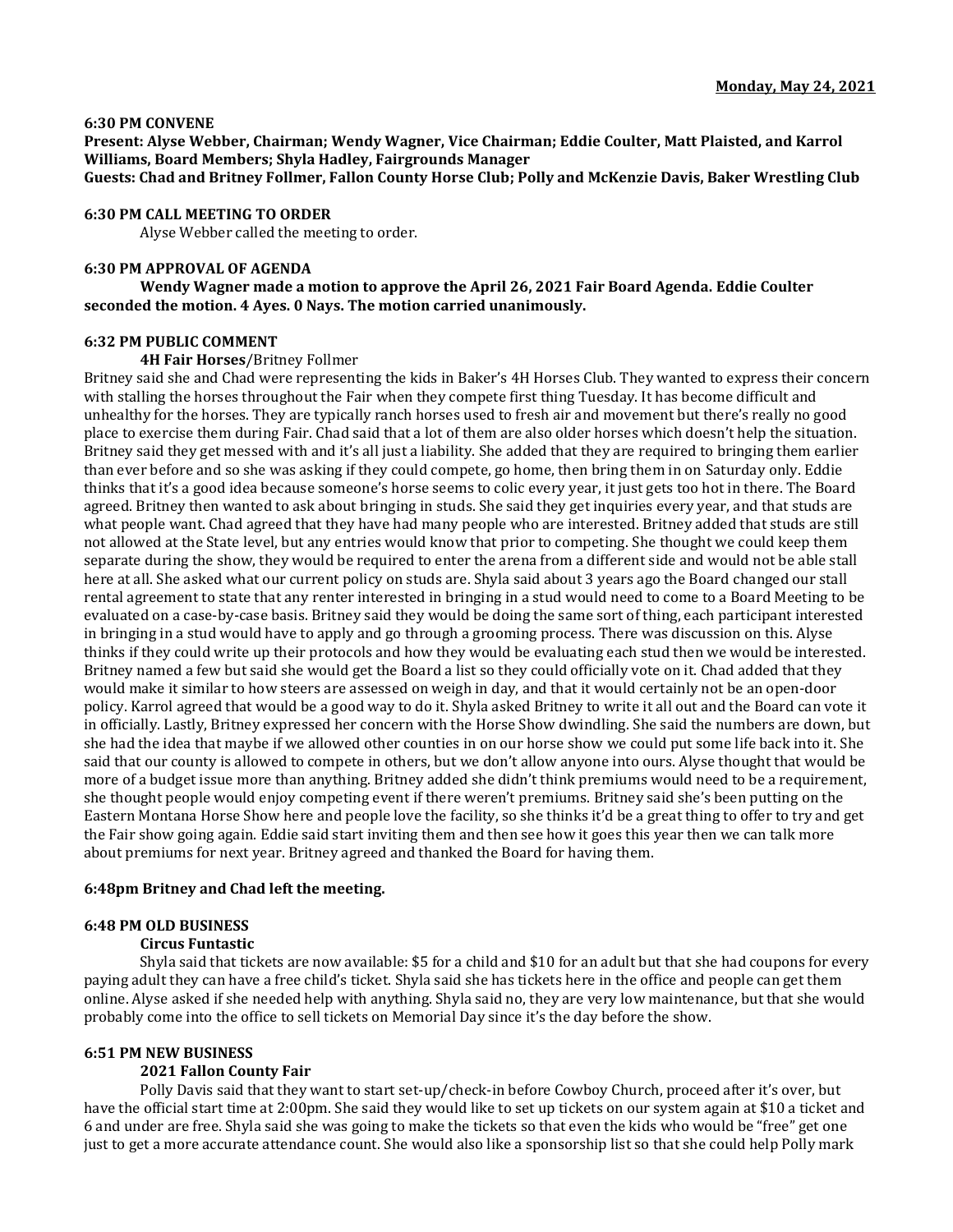**Monday, May 24, 2021**

**6:30 PM CONVENE**

**Present: Alyse Webber, Chairman; Wendy Wagner, Vice Chairman; Eddie Coulter, Matt Plaisted, and Karrol Williams, Board Members; Shyla Hadley, Fairgrounds Manager**

**Guests: Chad and Britney Follmer, Fallon County Horse Club; Polly and McKenzie Davis, Baker Wrestling Club**

**6:30 PM CALL MEETING TO ORDER**

Alyse Webber called the meeting to order.

**6:30 PM APPROVAL OF AGENDA**

**Wendy Wagner made a motion to approve the April 26, 2021 Fair Board Agenda. Eddie Coulter seconded the motion. 4 Ayes. 0 Nays. The motion carried unanimously.**

**6:32 PM PUBLIC COMMENT**

**4H Fair Horses**/Britney Follmer

Britney said she and Chad were representing the kids in Baker's 4H Horses Club. They wanted to express their concern with stalling the horses throughout the Fair when they compete first thing Tuesday. It has become difficult and unhealthy for the horses. They are typically ranch horses used to fresh air and movement but there's really no good place to exercise them during Fair. Chad said that a lot of them are also older horses which doesn't help the situation. Britney said they get messed with and it's all just a liability. She added that they are required to bringing them earlier than ever before and so she was asking if they could compete, go home, then bring them in on Saturday only. Eddie thinks that it's a good idea because someone's horse seems to colic every year, it just gets too hot in there. The Board agreed. Britney then wanted to ask about bringing in studs. She said they get inquiries every year, and that studs are what people want. Chad agreed that they have had many people who are interested. Britney added that studs are still not allowed at the State level, but any entries would know that prior to competing. She thought we could keep them separate during the show, they would be required to enter the arena from a different side and would not be able stall here at all. She asked what our current policy on studs are. Shyla said about 3 years ago the Board changed our stall rental agreement to state that any renter interested in bringing in a stud would need to come to a Board Meeting to be evaluated on a case-by-case basis. Britney said they would be doing the same sort of thing, each participant interested in bringing in a stud would have to apply and go through a grooming process. There was discussion on this. Alyse thinks if they could write up their protocols and how they would be evaluating each stud then we would be interested. Britney named a few but said she would get the Board a list so they could officially vote on it. Chad added that they would make it similar to how steers are assessed on weigh in day, and that it would certainly not be an open-door policy. Karrol agreed that would be a good way to do it. Shyla asked Britney to write it all out and the Board can vote it in officially. Lastly, Britney expressed her concern with the Horse Show dwindling. She said the numbers are down, but she had the idea that maybe if we allowed other counties in on our horse show we could put some life back into it. She said that our county is allowed to compete in others, but we don't allow anyone into ours. Alyse thought that would be more of a budget issue more than anything. Britney added she didn't think premiums would need to be a requirement, she thought people would enjoy competing event if there weren't premiums. Britney said she's been putting on the Eastern Montana Horse Show here and people love the facility, so she thinks it'd be a great thing to offer to try and get the Fair show going again. Eddie said start inviting them and then see how it goes this year then we can talk more about premiums for next year. Britney agreed and thanked the Board for having them.

**6:48pm Britney and Chad left the meeting.**

**6:48 PM OLD BUSINESS**

**Circus Funtastic**

Shyla said that tickets are now available: $5 for a child and $10 for an adult but that she had coupons for every paying adult they can have a free child's ticket. Shyla said she has tickets here in the office and people can get them online. Alyse asked if she needed help with anything. Shyla said no, they are very low maintenance, but that she would probably come into the office to sell tickets on Memorial Day since it's the day before the show.

**6:51 PM NEW BUSINESS**

**2021 Fallon County Fair**

Polly Davis said that they want to start set-up/check-in before Cowboy Church, proceed after it's over, but have the official start time at 2:00pm. She said they would like to set up tickets on our system again at $10 a ticket and 6 and under are free. Shyla said she was going to make the tickets so that even the kids who would be "free" get one just to get a more accurate attendance count. She would also like a sponsorship list so that she could help Polly mark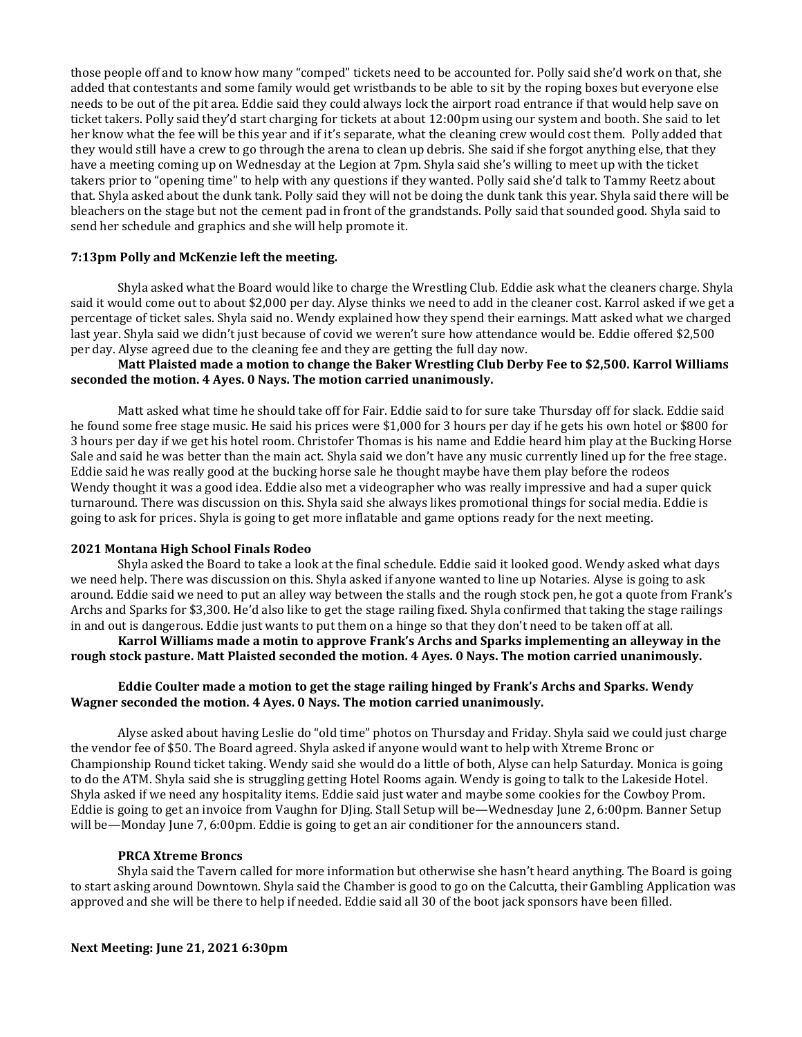those people off and to know how many "comped" tickets need to be accounted for. Polly said she'd work on that, she added that contestants and some family would get wristbands to be able to sit by the roping boxes but everyone else needs to be out of the pit area. Eddie said they could always lock the airport road entrance if that would help save on ticket takers. Polly said they'd start charging for tickets at about 12:00pm using our system and booth. She said to let her know what the fee will be this year and if it's separate, what the cleaning crew would cost them. Polly added that they would still have a crew to go through the arena to clean up debris. She said if she forgot anything else, that they have a meeting coming up on Wednesday at the Legion at 7pm. Shyla said she's willing to meet up with the ticket takers prior to "opening time" to help with any questions if they wanted. Polly said she'd talk to Tammy Reetz about that. Shyla asked about the dunk tank. Polly said they will not be doing the dunk tank this year. Shyla said there will be bleachers on the stage but not the cement pad in front of the grandstands. Polly said that sounded good. Shyla said to send her schedule and graphics and she will help promote it.

**7:13pm Polly and McKenzie left the meeting.**

Shyla asked what the Board would like to charge the Wrestling Club. Eddie ask what the cleaners charge. Shyla said it would come out to about $2,000 per day. Alyse thinks we need to add in the cleaner cost. Karrol asked if we get a percentage of ticket sales. Shyla said no. Wendy explained how they spend their earnings. Matt asked what we charged last year. Shyla said we didn't just because of covid we weren't sure how attendance would be. Eddie offered $2,500 per day. Alyse agreed due to the cleaning fee and they are getting the full day now.

**Matt Plaisted made a motion to change the Baker Wrestling Club Derby Fee to $2,500. Karrol Williams seconded the motion. 4 Ayes. 0 Nays. The motion carried unanimously.**

Matt asked what time he should take off for Fair. Eddie said to for sure take Thursday off for slack. Eddie said he found some free stage music. He said his prices were $1,000 for 3 hours per day if he gets his own hotel or $800 for 3 hours per day if we get his hotel room. Christofer Thomas is his name and Eddie heard him play at the Bucking Horse Sale and said he was better than the main act. Shyla said we don't have any music currently lined up for the free stage. Eddie said he was really good at the bucking horse sale he thought maybe have them play before the rodeos Wendy thought it was a good idea. Eddie also met a videographer who was really impressive and had a super quick turnaround. There was discussion on this. Shyla said she always likes promotional things for social media. Eddie is going to ask for prices. Shyla is going to get more inflatable and game options ready for the next meeting.

**2021 Montana High School Finals Rodeo**

Shyla asked the Board to take a look at the final schedule. Eddie said it looked good. Wendy asked what days we need help. There was discussion on this. Shyla asked if anyone wanted to line up Notaries. Alyse is going to ask around. Eddie said we need to put an alley way between the stalls and the rough stock pen, he got a quote from Frank's Archs and Sparks for $3,300. He'd also like to get the stage railing fixed. Shyla confirmed that taking the stage railings in and out is dangerous. Eddie just wants to put them on a hinge so that they don't need to be taken off at all.

**Karrol Williams made a motin to approve Frank's Archs and Sparks implementing an alleyway in the rough stock pasture. Matt Plaisted seconded the motion. 4 Ayes. 0 Nays. The motion carried unanimously.**

**Eddie Coulter made a motion to get the stage railing hinged by Frank's Archs and Sparks. Wendy Wagner seconded the motion. 4 Ayes. 0 Nays. The motion carried unanimously.**

Alyse asked about having Leslie do "old time" photos on Thursday and Friday. Shyla said we could just charge the vendor fee of $50. The Board agreed. Shyla asked if anyone would want to help with Xtreme Bronc or Championship Round ticket taking. Wendy said she would do a little of both, Alyse can help Saturday. Monica is going to do the ATM. Shyla said she is struggling getting Hotel Rooms again. Wendy is going to talk to the Lakeside Hotel. Shyla asked if we need any hospitality items. Eddie said just water and maybe some cookies for the Cowboy Prom. Eddie is going to get an invoice from Vaughn for DJing. Stall Setup will be—Wednesday June 2, 6:00pm. Banner Setup will be—Monday June 7, 6:00pm. Eddie is going to get an air conditioner for the announcers stand.

**PRCA Xtreme Broncs**

Shyla said the Tavern called for more information but otherwise she hasn't heard anything. The Board is going to start asking around Downtown. Shyla said the Chamber is good to go on the Calcutta, their Gambling Application was approved and she will be there to help if needed. Eddie said all 30 of the boot jack sponsors have been filled.

**Next Meeting: June 21, 2021 6:30pm**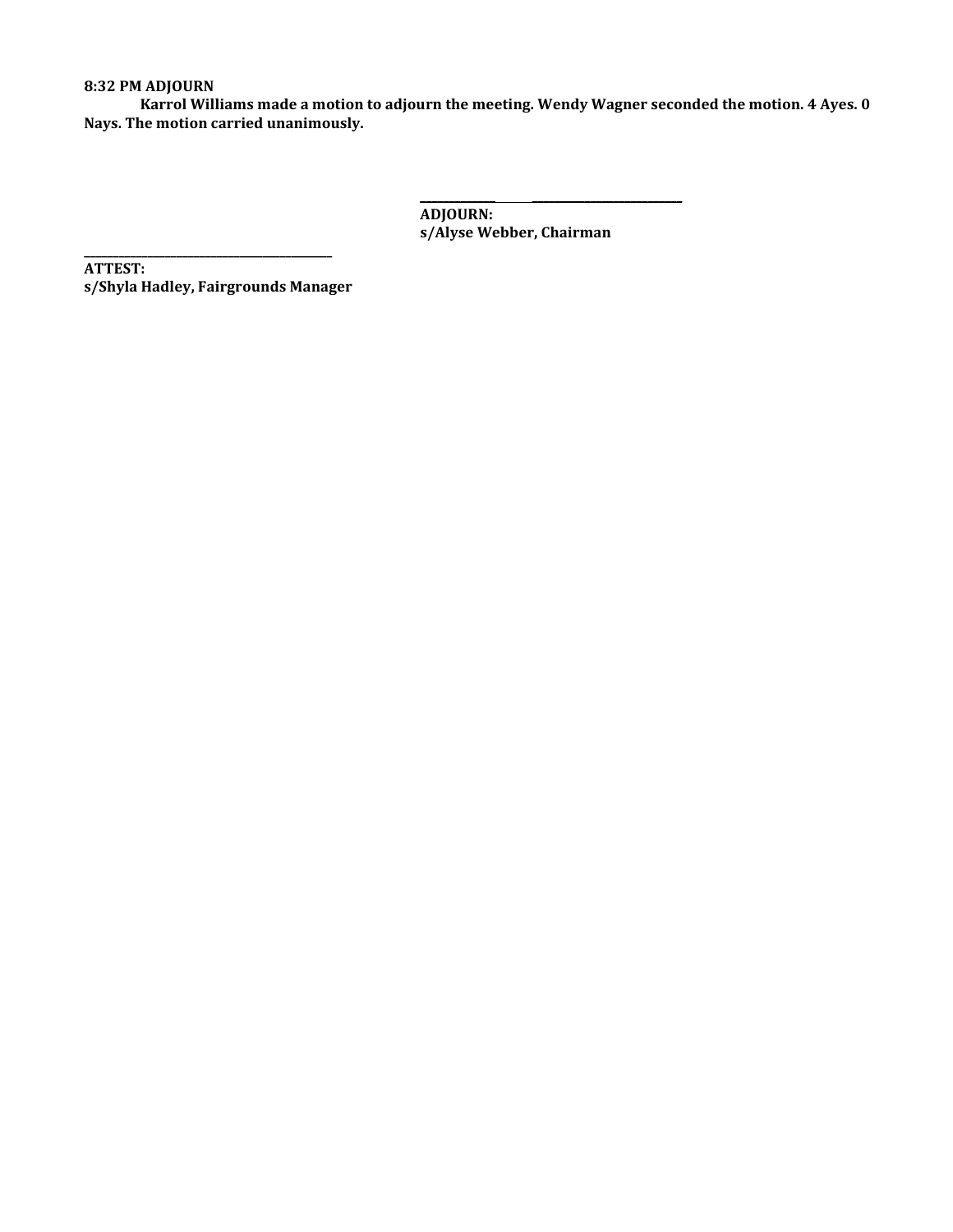**8:32 PM ADJOURN**

**Karrol Williams made a motion to adjourn the meeting. Wendy Wagner seconded the motion. 4 Ayes. 0 Nays. The motion carried unanimously.**

\_\_\_\_\_\_\_\_\_\_\_\_\_\_\_\_\_\_\_\_\_\_\_\_\_\_\_\_\_\_\_\_\_\_\_\_\_\_\_\_
**ADJOURN:**
**s/Alyse Webber, Chairman**

\_\_\_\_\_\_\_\_\_\_\_\_\_\_\_\_\_\_\_\_\_\_\_\_\_\_\_\_\_\_\_\_\_\_\_\_\_\_\_\_
**ATTEST:**
**s/Shyla Hadley, Fairgrounds Manager**